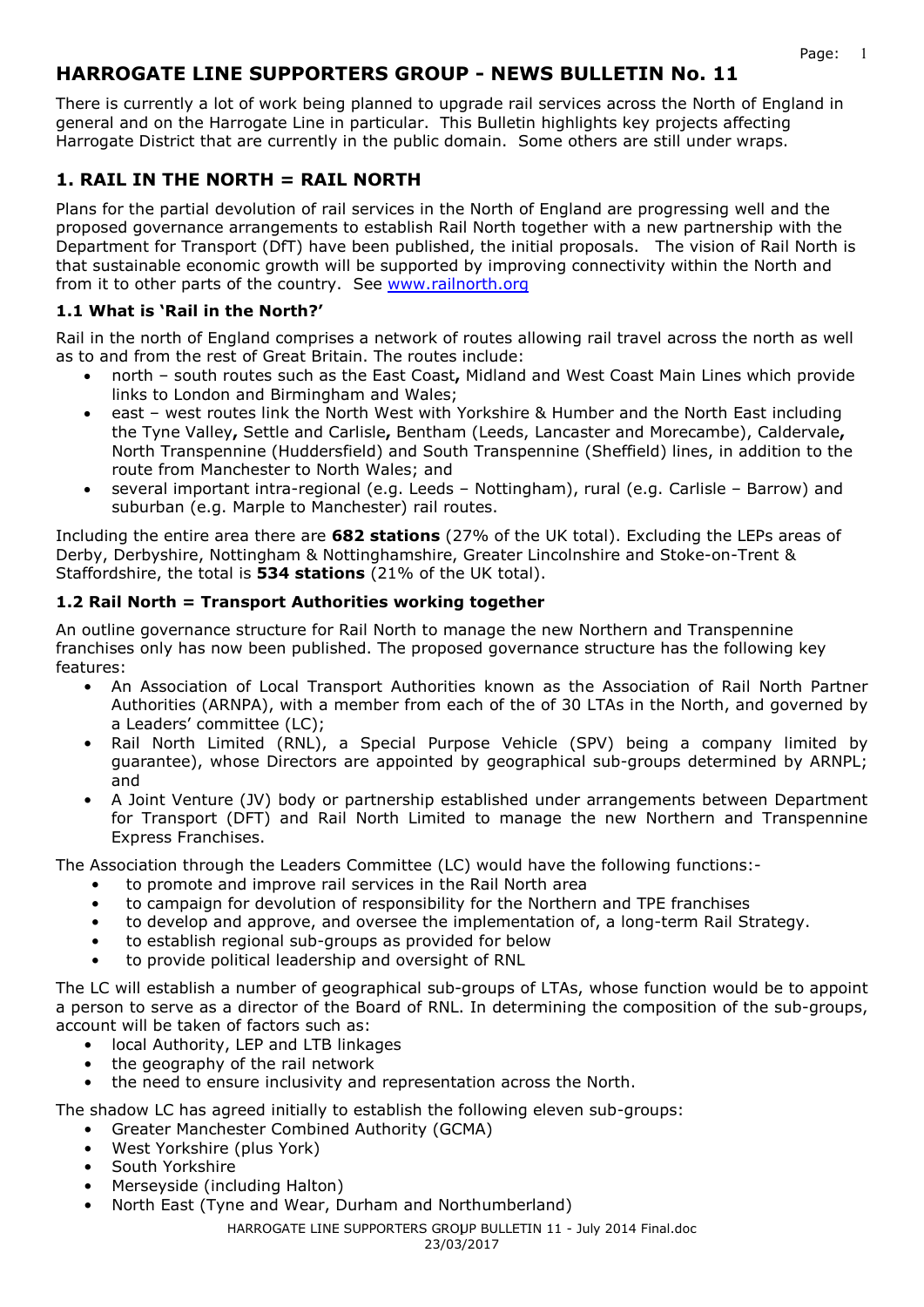# HARROGATE LINE SUPPORTERS GROUP - NEWS BULLETIN No. 11

There is currently a lot of work being planned to upgrade rail services across the North of England in general and on the Harrogate Line in particular. This Bulletin highlights key projects affecting Harrogate District that are currently in the public domain. Some others are still under wraps.

## 1. RAIL IN THE NORTH = RAIL NORTH

Plans for the partial devolution of rail services in the North of England are progressing well and the proposed governance arrangements to establish Rail North together with a new partnership with the Department for Transport (DfT) have been published, the initial proposals. The vision of Rail North is that sustainable economic growth will be supported by improving connectivity within the North and from it to other parts of the country. See www.railnorth.org

### 1.1 What is 'Rail in the North?'

Rail in the north of England comprises a network of routes allowing rail travel across the north as well as to and from the rest of Great Britain. The routes include:

- north – south routes such as the East Coast**,** Midland and West Coast Main Lines which provide links to London and Birmingham and Wales;
- east – west routes link the North West with Yorkshire & Humber and the North East including the Tyne Valley**,** Settle and Carlisle**,** Bentham (Leeds, Lancaster and Morecambe), Caldervale**,** North Transpennine (Huddersfield) and South Transpennine (Sheffield) lines, in addition to the route from Manchester to North Wales; and
- several important intra-regional (e.g. Leeds – Nottingham), rural (e.g. Carlisle – Barrow) and suburban (e.g. Marple to Manchester) rail routes.

Including the entire area there are **682 stations** (27% of the UK total). Excluding the LEPs areas of Derby, Derbyshire, Nottingham & Nottinghamshire, Greater Lincolnshire and Stoke-on-Trent & Staffordshire, the total is **534 stations** (21% of the UK total).

### 1.2 Rail North = Transport Authorities working together

An outline governance structure for Rail North to manage the new Northern and Transpennine franchises only has now been published. The proposed governance structure has the following key features:

- An Association of Local Transport Authorities known as the Association of Rail North Partner Authorities (ARNPA), with a member from each of the of 30 LTAs in the North, and governed by a Leaders' committee (LC);
- Rail North Limited (RNL), a Special Purpose Vehicle (SPV) being a company limited by guarantee), whose Directors are appointed by geographical sub-groups determined by ARNPL; and
- A Joint Venture (JV) body or partnership established under arrangements between Department for Transport (DFT) and Rail North Limited to manage the new Northern and Transpennine Express Franchises.

The Association through the Leaders Committee (LC) would have the following functions:-

- to promote and improve rail services in the Rail North area
- to campaign for devolution of responsibility for the Northern and TPE franchises
- to develop and approve, and oversee the implementation of, a long-term Rail Strategy.
- to establish regional sub-groups as provided for below
- to provide political leadership and oversight of RNL

The LC will establish a number of geographical sub-groups of LTAs, whose function would be to appoint a person to serve as a director of the Board of RNL. In determining the composition of the sub-groups, account will be taken of factors such as:

- local Authority, LEP and LTB linkages
- the geography of the rail network
- the need to ensure inclusivity and representation across the North.

The shadow LC has agreed initially to establish the following eleven sub-groups:

- Greater Manchester Combined Authority (GCMA)
- West Yorkshire (plus York)
- South Yorkshire
- Merseyside (including Halton)
- North East (Tyne and Wear, Durham and Northumberland)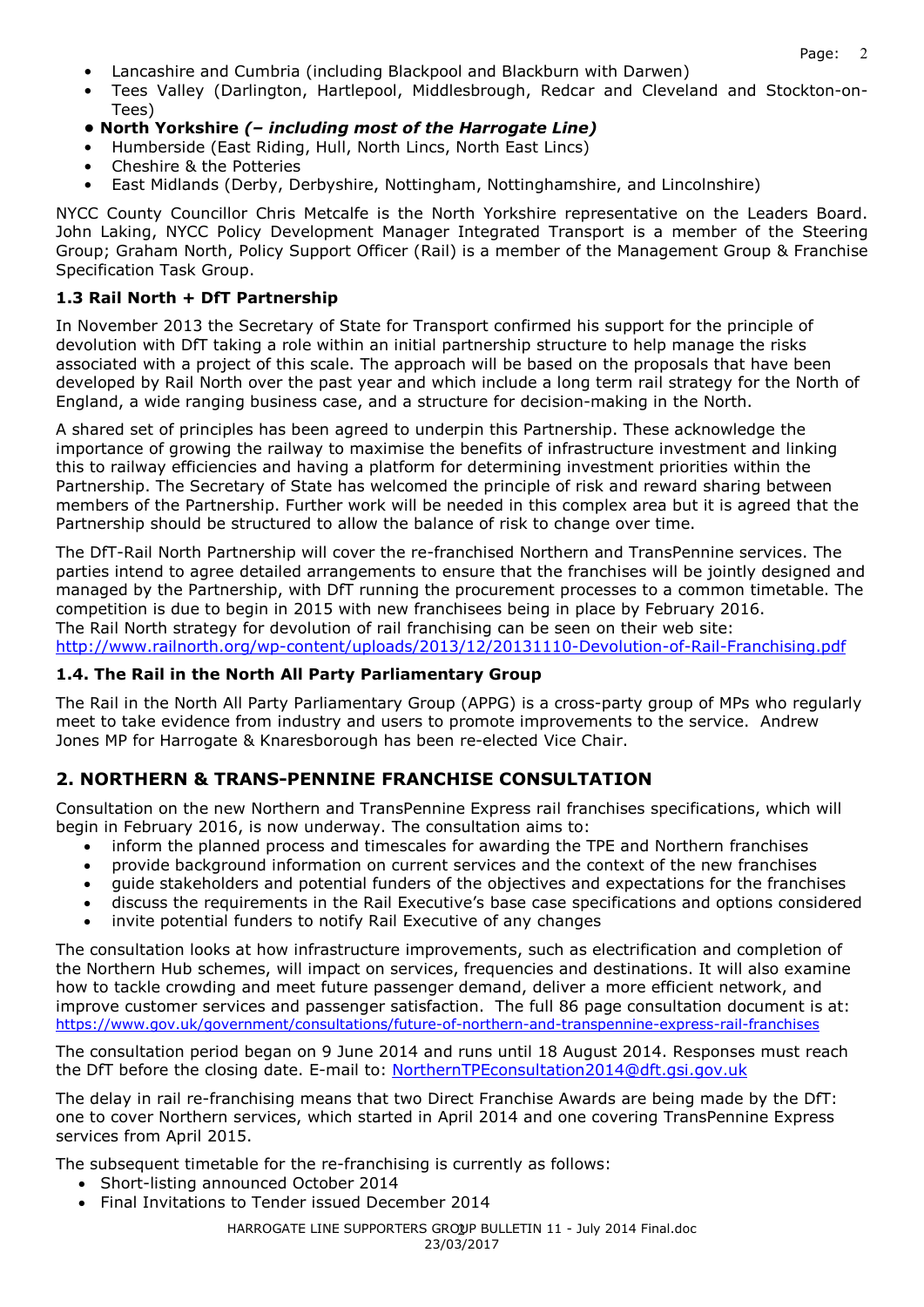- Lancashire and Cumbria (including Blackpool and Blackburn with Darwen)
- Tees Valley (Darlington, Hartlepool, Middlesbrough, Redcar and Cleveland and Stockton-on-Tees)
- **North Yorkshire *(– including most of the Harrogate Line)***
- Humberside (East Riding, Hull, North Lincs, North East Lincs)
- Cheshire & the Potteries
- East Midlands (Derby, Derbyshire, Nottingham, Nottinghamshire, and Lincolnshire)

NYCC County Councillor Chris Metcalfe is the North Yorkshire representative on the Leaders Board. John Laking, NYCC Policy Development Manager Integrated Transport is a member of the Steering Group; Graham North, Policy Support Officer (Rail) is a member of the Management Group & Franchise Specification Task Group.

### 1.3 Rail North + DfT Partnership

In November 2013 the Secretary of State for Transport confirmed his support for the principle of devolution with DfT taking a role within an initial partnership structure to help manage the risks associated with a project of this scale. The approach will be based on the proposals that have been developed by Rail North over the past year and which include a long term rail strategy for the North of England, a wide ranging business case, and a structure for decision-making in the North.

A shared set of principles has been agreed to underpin this Partnership. These acknowledge the importance of growing the railway to maximise the benefits of infrastructure investment and linking this to railway efficiencies and having a platform for determining investment priorities within the Partnership. The Secretary of State has welcomed the principle of risk and reward sharing between members of the Partnership. Further work will be needed in this complex area but it is agreed that the Partnership should be structured to allow the balance of risk to change over time.

The DfT-Rail North Partnership will cover the re-franchised Northern and TransPennine services. The parties intend to agree detailed arrangements to ensure that the franchises will be jointly designed and managed by the Partnership, with DfT running the procurement processes to a common timetable. The competition is due to begin in 2015 with new franchisees being in place by February 2016.
The Rail North strategy for devolution of rail franchising can be seen on their web site:
http://www.railnorth.org/wp-content/uploads/2013/12/20131110-Devolution-of-Rail-Franchising.pdf

### 1.4. The Rail in the North All Party Parliamentary Group

The Rail in the North All Party Parliamentary Group (APPG) is a cross-party group of MPs who regularly meet to take evidence from industry and users to promote improvements to the service. Andrew Jones MP for Harrogate & Knaresborough has been re-elected Vice Chair.

## 2. NORTHERN & TRANS-PENNINE FRANCHISE CONSULTATION

Consultation on the new Northern and TransPennine Express rail franchises specifications, which will begin in February 2016, is now underway. The consultation aims to:

- inform the planned process and timescales for awarding the TPE and Northern franchises
- provide background information on current services and the context of the new franchises
- guide stakeholders and potential funders of the objectives and expectations for the franchises
- discuss the requirements in the Rail Executive's base case specifications and options considered
- invite potential funders to notify Rail Executive of any changes

The consultation looks at how infrastructure improvements, such as electrification and completion of the Northern Hub schemes, will impact on services, frequencies and destinations. It will also examine how to tackle crowding and meet future passenger demand, deliver a more efficient network, and improve customer services and passenger satisfaction. The full 86 page consultation document is at: https://www.gov.uk/government/consultations/future-of-northern-and-transpennine-express-rail-franchises

The consultation period began on 9 June 2014 and runs until 18 August 2014. Responses must reach the DfT before the closing date. E-mail to: NorthernTPEconsultation2014@dft.gsi.gov.uk

The delay in rail re-franchising means that two Direct Franchise Awards are being made by the DfT: one to cover Northern services, which started in April 2014 and one covering TransPennine Express services from April 2015.

The subsequent timetable for the re-franchising is currently as follows:

- Short-listing announced October 2014
- Final Invitations to Tender issued December 2014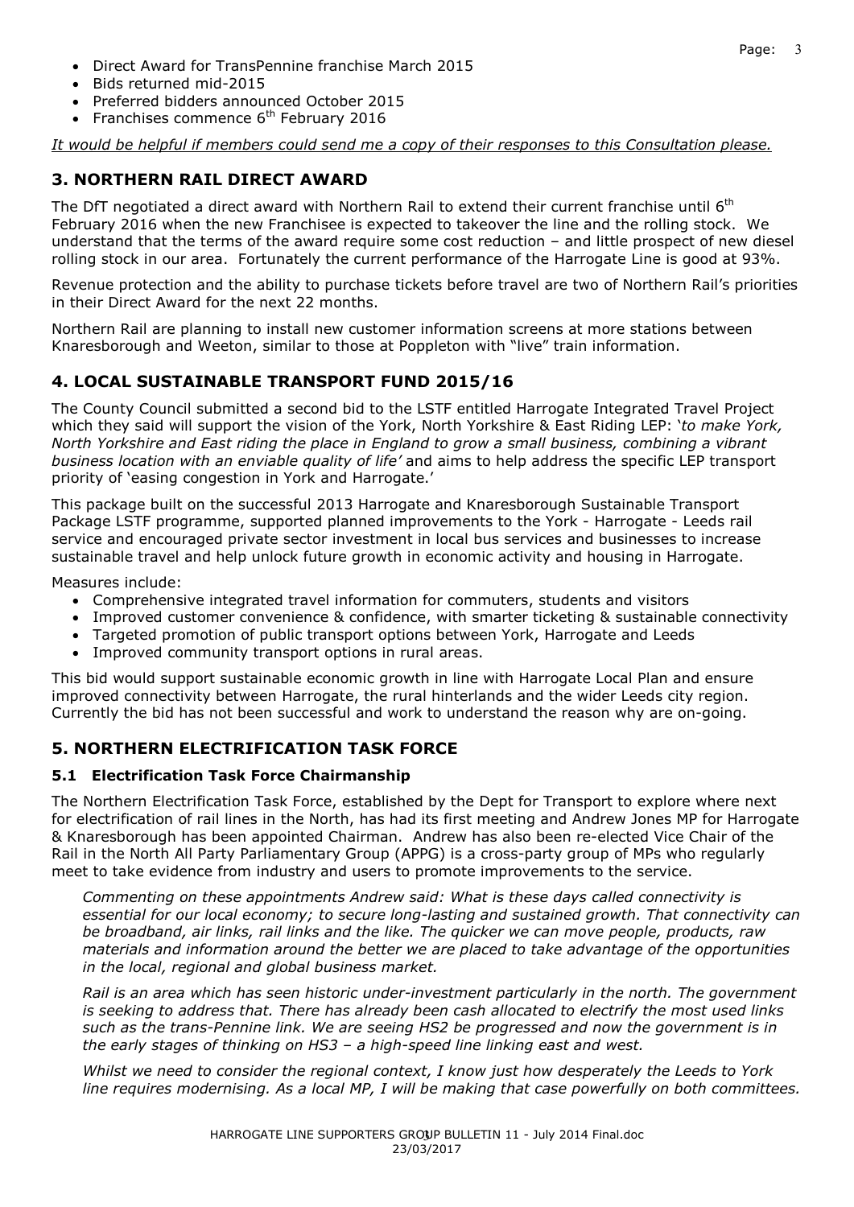- Direct Award for TransPennine franchise March 2015
- Bids returned mid-2015
- Preferred bidders announced October 2015
- Franchises commence 6th February 2016

*It would be helpful if members could send me a copy of their responses to this Consultation please.*

## 3. NORTHERN RAIL DIRECT AWARD

The DfT negotiated a direct award with Northern Rail to extend their current franchise until 6th February 2016 when the new Franchisee is expected to takeover the line and the rolling stock. We understand that the terms of the award require some cost reduction – and little prospect of new diesel rolling stock in our area. Fortunately the current performance of the Harrogate Line is good at 93%.

Revenue protection and the ability to purchase tickets before travel are two of Northern Rail's priorities in their Direct Award for the next 22 months.

Northern Rail are planning to install new customer information screens at more stations between Knaresborough and Weeton, similar to those at Poppleton with "live" train information.

## 4. LOCAL SUSTAINABLE TRANSPORT FUND 2015/16

The County Council submitted a second bid to the LSTF entitled Harrogate Integrated Travel Project which they said will support the vision of the York, North Yorkshire & East Riding LEP: '*to make York, North Yorkshire and East riding the place in England to grow a small business, combining a vibrant business location with an enviable quality of life'* and aims to help address the specific LEP transport priority of 'easing congestion in York and Harrogate.'

This package built on the successful 2013 Harrogate and Knaresborough Sustainable Transport Package LSTF programme, supported planned improvements to the York - Harrogate - Leeds rail service and encouraged private sector investment in local bus services and businesses to increase sustainable travel and help unlock future growth in economic activity and housing in Harrogate.

Measures include:

- Comprehensive integrated travel information for commuters, students and visitors
- Improved customer convenience & confidence, with smarter ticketing & sustainable connectivity
- Targeted promotion of public transport options between York, Harrogate and Leeds
- Improved community transport options in rural areas.

This bid would support sustainable economic growth in line with Harrogate Local Plan and ensure improved connectivity between Harrogate, the rural hinterlands and the wider Leeds city region. Currently the bid has not been successful and work to understand the reason why are on-going.

## 5. NORTHERN ELECTRIFICATION TASK FORCE

### 5.1 Electrification Task Force Chairmanship

The Northern Electrification Task Force, established by the Dept for Transport to explore where next for electrification of rail lines in the North, has had its first meeting and Andrew Jones MP for Harrogate & Knaresborough has been appointed Chairman. Andrew has also been re-elected Vice Chair of the Rail in the North All Party Parliamentary Group (APPG) is a cross-party group of MPs who regularly meet to take evidence from industry and users to promote improvements to the service.

*Commenting on these appointments Andrew said: What is these days called connectivity is essential for our local economy; to secure long-lasting and sustained growth. That connectivity can be broadband, air links, rail links and the like. The quicker we can move people, products, raw materials and information around the better we are placed to take advantage of the opportunities in the local, regional and global business market.*

*Rail is an area which has seen historic under-investment particularly in the north. The government is seeking to address that. There has already been cash allocated to electrify the most used links such as the trans-Pennine link. We are seeing HS2 be progressed and now the government is in the early stages of thinking on HS3 – a high-speed line linking east and west.*

*Whilst we need to consider the regional context, I know just how desperately the Leeds to York line requires modernising. As a local MP, I will be making that case powerfully on both committees.*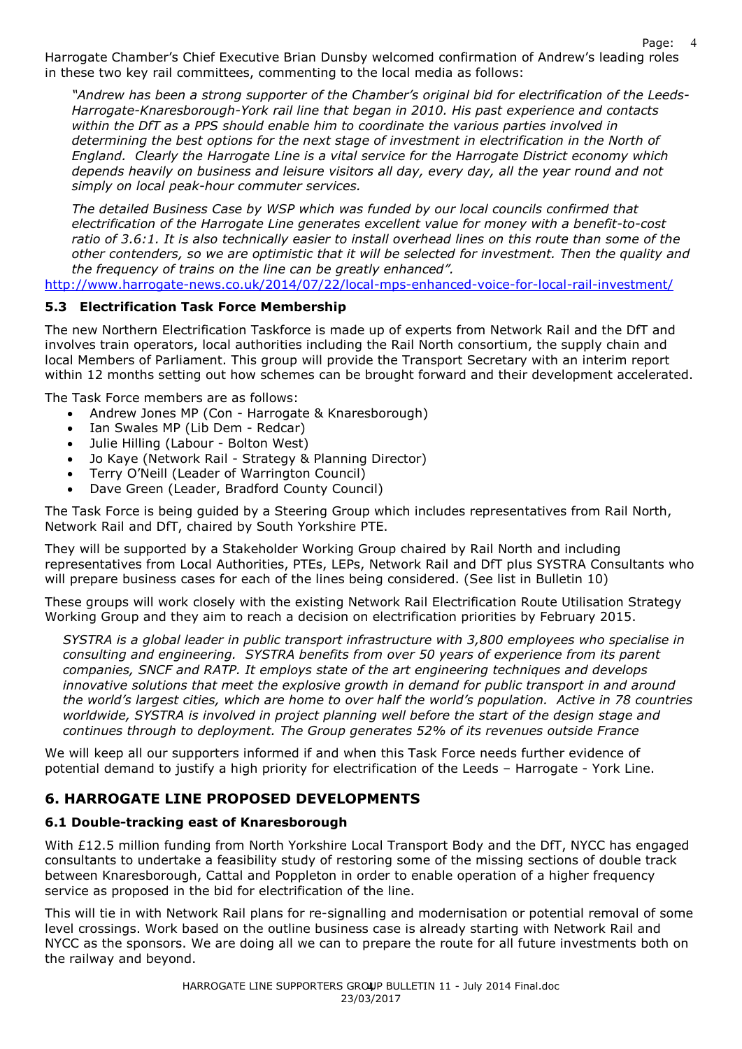Harrogate Chamber's Chief Executive Brian Dunsby welcomed confirmation of Andrew's leading roles in these two key rail committees, commenting to the local media as follows:

> *"Andrew has been a strong supporter of the Chamber's original bid for electrification of the Leeds-Harrogate-Knaresborough-York rail line that began in 2010. His past experience and contacts within the DfT as a PPS should enable him to coordinate the various parties involved in determining the best options for the next stage of investment in electrification in the North of England. Clearly the Harrogate Line is a vital service for the Harrogate District economy which depends heavily on business and leisure visitors all day, every day, all the year round and not simply on local peak-hour commuter services.*
>
> *The detailed Business Case by WSP which was funded by our local councils confirmed that electrification of the Harrogate Line generates excellent value for money with a benefit-to-cost ratio of 3.6:1. It is also technically easier to install overhead lines on this route than some of the other contenders, so we are optimistic that it will be selected for investment. Then the quality and the frequency of trains on the line can be greatly enhanced".*

http://www.harrogate-news.co.uk/2014/07/22/local-mps-enhanced-voice-for-local-rail-investment/

### 5.3 Electrification Task Force Membership

The new Northern Electrification Taskforce is made up of experts from Network Rail and the DfT and involves train operators, local authorities including the Rail North consortium, the supply chain and local Members of Parliament. This group will provide the Transport Secretary with an interim report within 12 months setting out how schemes can be brought forward and their development accelerated.

The Task Force members are as follows:

- Andrew Jones MP (Con - Harrogate & Knaresborough)
- Ian Swales MP (Lib Dem - Redcar)
- Julie Hilling (Labour - Bolton West)
- Jo Kaye (Network Rail - Strategy & Planning Director)
- Terry O'Neill (Leader of Warrington Council)
- Dave Green (Leader, Bradford County Council)

The Task Force is being guided by a Steering Group which includes representatives from Rail North, Network Rail and DfT, chaired by South Yorkshire PTE.

They will be supported by a Stakeholder Working Group chaired by Rail North and including representatives from Local Authorities, PTEs, LEPs, Network Rail and DfT plus SYSTRA Consultants who will prepare business cases for each of the lines being considered. (See list in Bulletin 10)

These groups will work closely with the existing Network Rail Electrification Route Utilisation Strategy Working Group and they aim to reach a decision on electrification priorities by February 2015.

> *SYSTRA is a global leader in public transport infrastructure with 3,800 employees who specialise in consulting and engineering. SYSTRA benefits from over 50 years of experience from its parent companies, SNCF and RATP. It employs state of the art engineering techniques and develops innovative solutions that meet the explosive growth in demand for public transport in and around the world's largest cities, which are home to over half the world's population. Active in 78 countries worldwide, SYSTRA is involved in project planning well before the start of the design stage and continues through to deployment. The Group generates 52% of its revenues outside France*

We will keep all our supporters informed if and when this Task Force needs further evidence of potential demand to justify a high priority for electrification of the Leeds – Harrogate - York Line.

## 6. HARROGATE LINE PROPOSED DEVELOPMENTS

### 6.1 Double-tracking east of Knaresborough

With £12.5 million funding from North Yorkshire Local Transport Body and the DfT, NYCC has engaged consultants to undertake a feasibility study of restoring some of the missing sections of double track between Knaresborough, Cattal and Poppleton in order to enable operation of a higher frequency service as proposed in the bid for electrification of the line.

This will tie in with Network Rail plans for re-signalling and modernisation or potential removal of some level crossings. Work based on the outline business case is already starting with Network Rail and NYCC as the sponsors. We are doing all we can to prepare the route for all future investments both on the railway and beyond.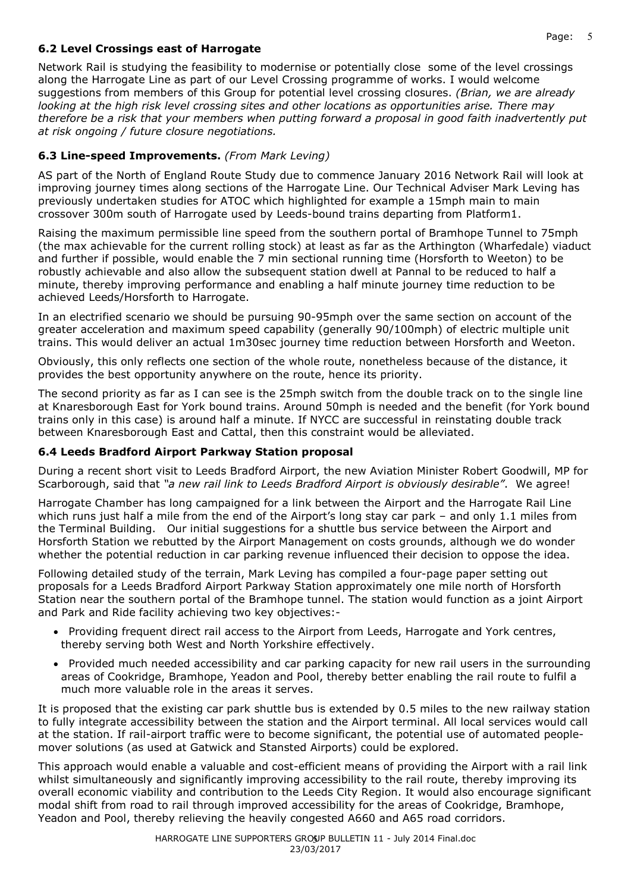### 6.2 Level Crossings east of Harrogate

Network Rail is studying the feasibility to modernise or potentially close some of the level crossings along the Harrogate Line as part of our Level Crossing programme of works. I would welcome suggestions from members of this Group for potential level crossing closures. *(Brian, we are already looking at the high risk level crossing sites and other locations as opportunities arise. There may therefore be a risk that your members when putting forward a proposal in good faith inadvertently put at risk ongoing / future closure negotiations.*

### 6.3 Line-speed Improvements. *(From Mark Leving)*

AS part of the North of England Route Study due to commence January 2016 Network Rail will look at improving journey times along sections of the Harrogate Line. Our Technical Adviser Mark Leving has previously undertaken studies for ATOC which highlighted for example a 15mph main to main crossover 300m south of Harrogate used by Leeds-bound trains departing from Platform1.

Raising the maximum permissible line speed from the southern portal of Bramhope Tunnel to 75mph (the max achievable for the current rolling stock) at least as far as the Arthington (Wharfedale) viaduct and further if possible, would enable the 7 min sectional running time (Horsforth to Weeton) to be robustly achievable and also allow the subsequent station dwell at Pannal to be reduced to half a minute, thereby improving performance and enabling a half minute journey time reduction to be achieved Leeds/Horsforth to Harrogate.

In an electrified scenario we should be pursuing 90-95mph over the same section on account of the greater acceleration and maximum speed capability (generally 90/100mph) of electric multiple unit trains. This would deliver an actual 1m30sec journey time reduction between Horsforth and Weeton.

Obviously, this only reflects one section of the whole route, nonetheless because of the distance, it provides the best opportunity anywhere on the route, hence its priority.

The second priority as far as I can see is the 25mph switch from the double track on to the single line at Knaresborough East for York bound trains. Around 50mph is needed and the benefit (for York bound trains only in this case) is around half a minute. If NYCC are successful in reinstating double track between Knaresborough East and Cattal, then this constraint would be alleviated.

### 6.4 Leeds Bradford Airport Parkway Station proposal

During a recent short visit to Leeds Bradford Airport, the new Aviation Minister Robert Goodwill, MP for Scarborough, said that *"a new rail link to Leeds Bradford Airport is obviously desirable"*. We agree!

Harrogate Chamber has long campaigned for a link between the Airport and the Harrogate Rail Line which runs just half a mile from the end of the Airport's long stay car park – and only 1.1 miles from the Terminal Building. Our initial suggestions for a shuttle bus service between the Airport and Horsforth Station we rebutted by the Airport Management on costs grounds, although we do wonder whether the potential reduction in car parking revenue influenced their decision to oppose the idea.

Following detailed study of the terrain, Mark Leving has compiled a four-page paper setting out proposals for a Leeds Bradford Airport Parkway Station approximately one mile north of Horsforth Station near the southern portal of the Bramhope tunnel. The station would function as a joint Airport and Park and Ride facility achieving two key objectives:-

- Providing frequent direct rail access to the Airport from Leeds, Harrogate and York centres, thereby serving both West and North Yorkshire effectively.
- Provided much needed accessibility and car parking capacity for new rail users in the surrounding areas of Cookridge, Bramhope, Yeadon and Pool, thereby better enabling the rail route to fulfil a much more valuable role in the areas it serves.

It is proposed that the existing car park shuttle bus is extended by 0.5 miles to the new railway station to fully integrate accessibility between the station and the Airport terminal. All local services would call at the station. If rail-airport traffic were to become significant, the potential use of automated people-mover solutions (as used at Gatwick and Stansted Airports) could be explored.

This approach would enable a valuable and cost-efficient means of providing the Airport with a rail link whilst simultaneously and significantly improving accessibility to the rail route, thereby improving its overall economic viability and contribution to the Leeds City Region. It would also encourage significant modal shift from road to rail through improved accessibility for the areas of Cookridge, Bramhope, Yeadon and Pool, thereby relieving the heavily congested A660 and A65 road corridors.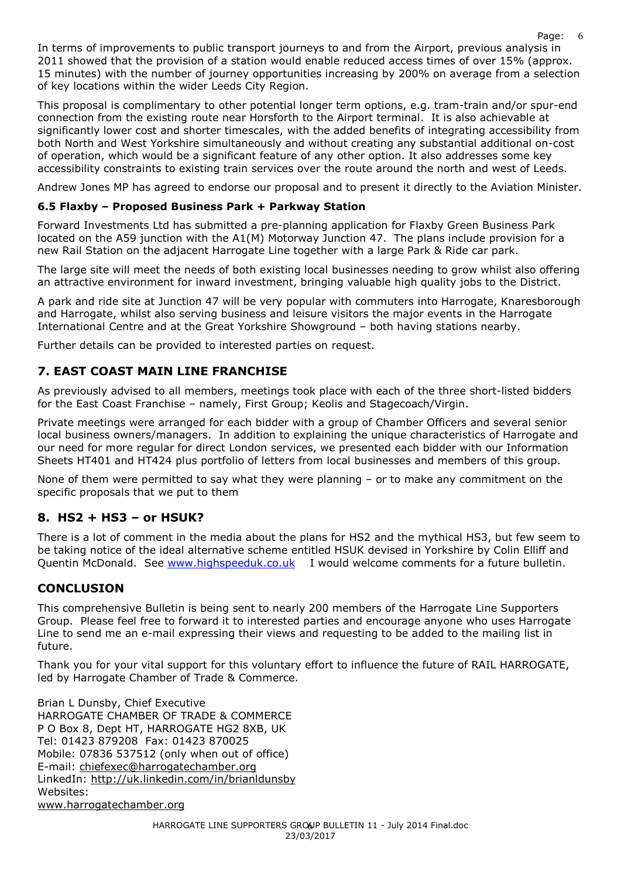In terms of improvements to public transport journeys to and from the Airport, previous analysis in 2011 showed that the provision of a station would enable reduced access times of over 15% (approx. 15 minutes) with the number of journey opportunities increasing by 200% on average from a selection of key locations within the wider Leeds City Region.

This proposal is complimentary to other potential longer term options, e.g. tram-train and/or spur-end connection from the existing route near Horsforth to the Airport terminal. It is also achievable at significantly lower cost and shorter timescales, with the added benefits of integrating accessibility from both North and West Yorkshire simultaneously and without creating any substantial additional on-cost of operation, which would be a significant feature of any other option. It also addresses some key accessibility constraints to existing train services over the route around the north and west of Leeds.

Andrew Jones MP has agreed to endorse our proposal and to present it directly to the Aviation Minister.

### 6.5 Flaxby – Proposed Business Park + Parkway Station

Forward Investments Ltd has submitted a pre-planning application for Flaxby Green Business Park located on the A59 junction with the A1(M) Motorway Junction 47. The plans include provision for a new Rail Station on the adjacent Harrogate Line together with a large Park & Ride car park.

The large site will meet the needs of both existing local businesses needing to grow whilst also offering an attractive environment for inward investment, bringing valuable high quality jobs to the District.

A park and ride site at Junction 47 will be very popular with commuters into Harrogate, Knaresborough and Harrogate, whilst also serving business and leisure visitors the major events in the Harrogate International Centre and at the Great Yorkshire Showground – both having stations nearby.

Further details can be provided to interested parties on request.

## 7. EAST COAST MAIN LINE FRANCHISE

As previously advised to all members, meetings took place with each of the three short-listed bidders for the East Coast Franchise – namely, First Group; Keolis and Stagecoach/Virgin.

Private meetings were arranged for each bidder with a group of Chamber Officers and several senior local business owners/managers. In addition to explaining the unique characteristics of Harrogate and our need for more regular for direct London services, we presented each bidder with our Information Sheets HT401 and HT424 plus portfolio of letters from local businesses and members of this group.

None of them were permitted to say what they were planning – or to make any commitment on the specific proposals that we put to them

## 8. HS2 + HS3 – or HSUK?

There is a lot of comment in the media about the plans for HS2 and the mythical HS3, but few seem to be taking notice of the ideal alternative scheme entitled HSUK devised in Yorkshire by Colin Elliff and Quentin McDonald. See www.highspeeduk.co.uk I would welcome comments for a future bulletin.

## CONCLUSION

This comprehensive Bulletin is being sent to nearly 200 members of the Harrogate Line Supporters Group. Please feel free to forward it to interested parties and encourage anyone who uses Harrogate Line to send me an e-mail expressing their views and requesting to be added to the mailing list in future.

Thank you for your vital support for this voluntary effort to influence the future of RAIL HARROGATE, led by Harrogate Chamber of Trade & Commerce.

Brian L Dunsby, Chief Executive
HARROGATE CHAMBER OF TRADE & COMMERCE
P O Box 8, Dept HT, HARROGATE HG2 8XB, UK
Tel: 01423 879208 Fax: 01423 870025
Mobile: 07836 537512 (only when out of office)
E-mail: chiefexec@harrogatechamber.org
LinkedIn: http://uk.linkedin.com/in/brianldunsby
Websites:
www.harrogatechamber.org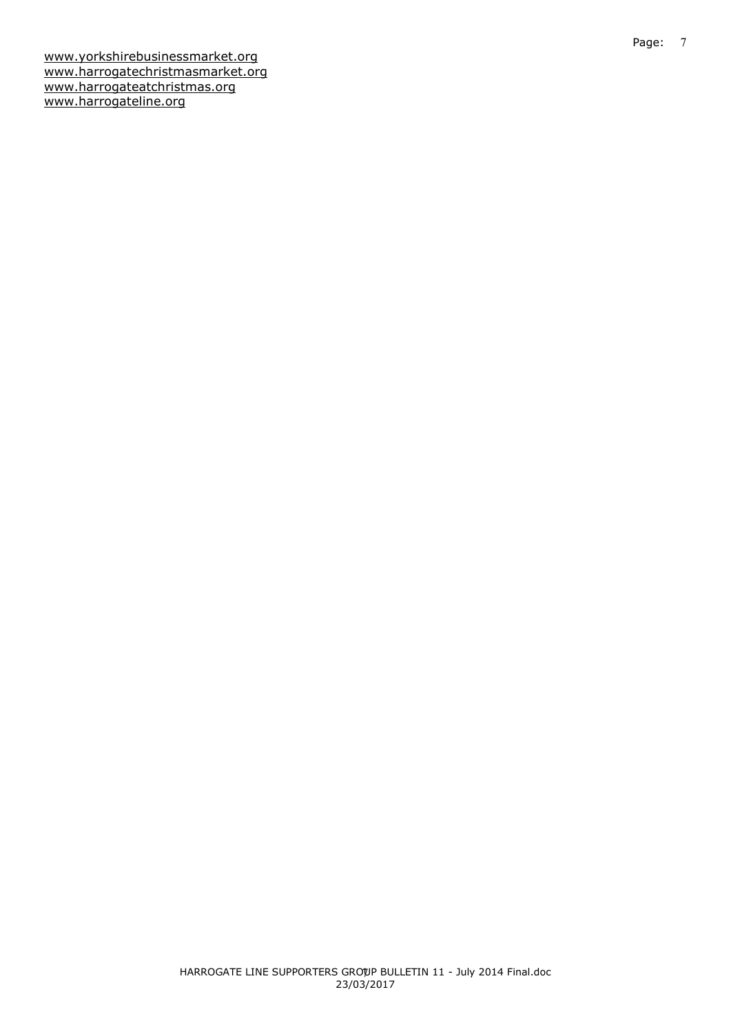www.yorkshirebusinessmarket.org
www.harrogatechristmasmarket.org
www.harrogateatchristmas.org
www.harrogateline.org